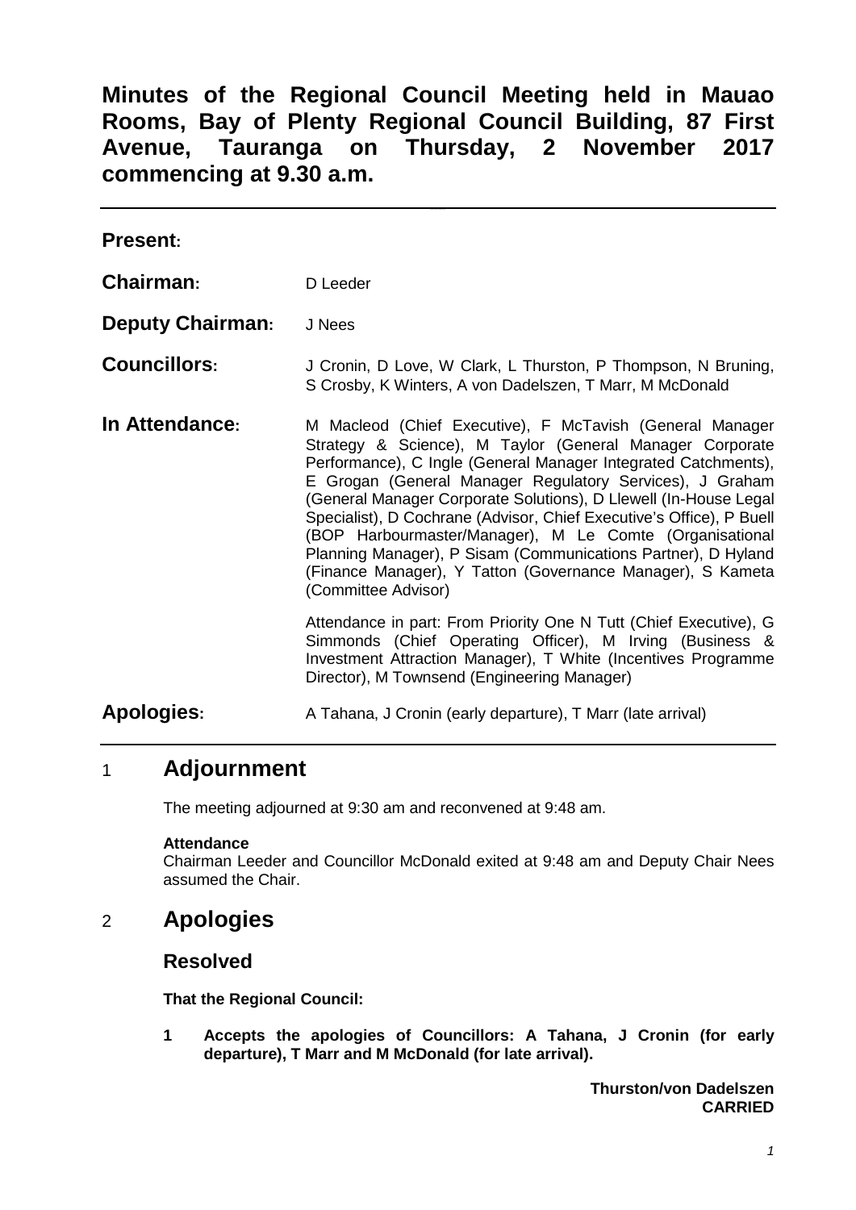# Minutes of the Regional Council Meeting held in Mauao Rooms, Bay of Plenty Regional Council Building, 87 First Avenue, Tauranga on Thursday, 2 November 2017 commencing at 9.30 a.m.

---

**Present:**

**Chairman:** D Leeder

**Deputy Chairman:** J Nees

**Councillors:** J Cronin, D Love, W Clark, L Thurston, P Thompson, N Bruning, S Crosby, K Winters, A von Dadelszen, T Marr, M McDonald

**In Attendance:** M Macleod (Chief Executive), F McTavish (General Manager Strategy & Science), M Taylor (General Manager Corporate Performance), C Ingle (General Manager Integrated Catchments), E Grogan (General Manager Regulatory Services), J Graham (General Manager Corporate Solutions), D Llewell (In-House Legal Specialist), D Cochrane (Advisor, Chief Executive's Office), P Buell (BOP Harbourmaster/Manager), M Le Comte (Organisational Planning Manager), P Sisam (Communications Partner), D Hyland (Finance Manager), Y Tatton (Governance Manager), S Kameta (Committee Advisor)

Attendance in part: From Priority One N Tutt (Chief Executive), G Simmonds (Chief Operating Officer), M Irving (Business & Investment Attraction Manager), T White (Incentives Programme Director), M Townsend (Engineering Manager)

**Apologies:** A Tahana, J Cronin (early departure), T Marr (late arrival)

---

## 1 Adjournment

The meeting adjourned at 9:30 am and reconvened at 9:48 am.

**Attendance**

Chairman Leeder and Councillor McDonald exited at 9:48 am and Deputy Chair Nees assumed the Chair.

## 2 Apologies

### Resolved

**That the Regional Council:**

**1 Accepts the apologies of Councillors: A Tahana, J Cronin (for early departure), T Marr and M McDonald (for late arrival).**

**Thurston/von Dadelszen**
**CARRIED**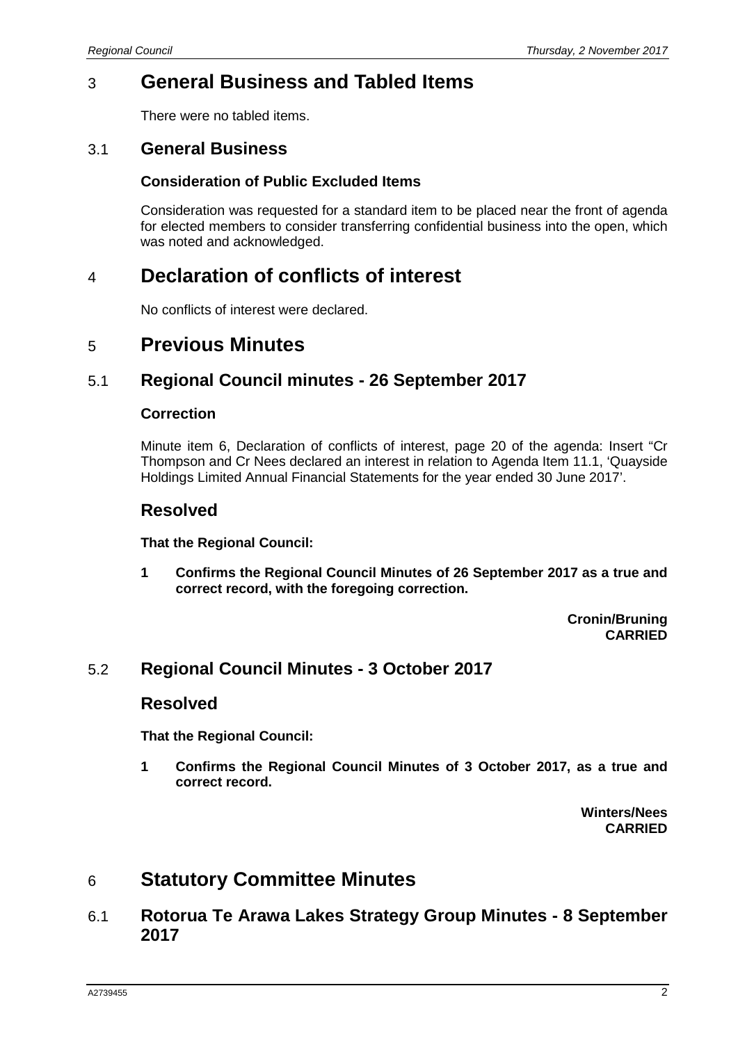# 3 General Business and Tabled Items

There were no tabled items.

## 3.1 General Business

**Consideration of Public Excluded Items**

Consideration was requested for a standard item to be placed near the front of agenda for elected members to consider transferring confidential business into the open, which was noted and acknowledged.

# 4 Declaration of conflicts of interest

No conflicts of interest were declared.

# 5 Previous Minutes

## 5.1 Regional Council minutes - 26 September 2017

**Correction**

Minute item 6, Declaration of conflicts of interest, page 20 of the agenda: Insert "Cr Thompson and Cr Nees declared an interest in relation to Agenda Item 11.1, 'Quayside Holdings Limited Annual Financial Statements for the year ended 30 June 2017'.

### Resolved

**That the Regional Council:**

**1 Confirms the Regional Council Minutes of 26 September 2017 as a true and correct record, with the foregoing correction.**

**Cronin/Bruning**
**CARRIED**

## 5.2 Regional Council Minutes - 3 October 2017

### Resolved

**That the Regional Council:**

**1 Confirms the Regional Council Minutes of 3 October 2017, as a true and correct record.**

**Winters/Nees**
**CARRIED**

# 6 Statutory Committee Minutes

## 6.1 Rotorua Te Arawa Lakes Strategy Group Minutes - 8 September 2017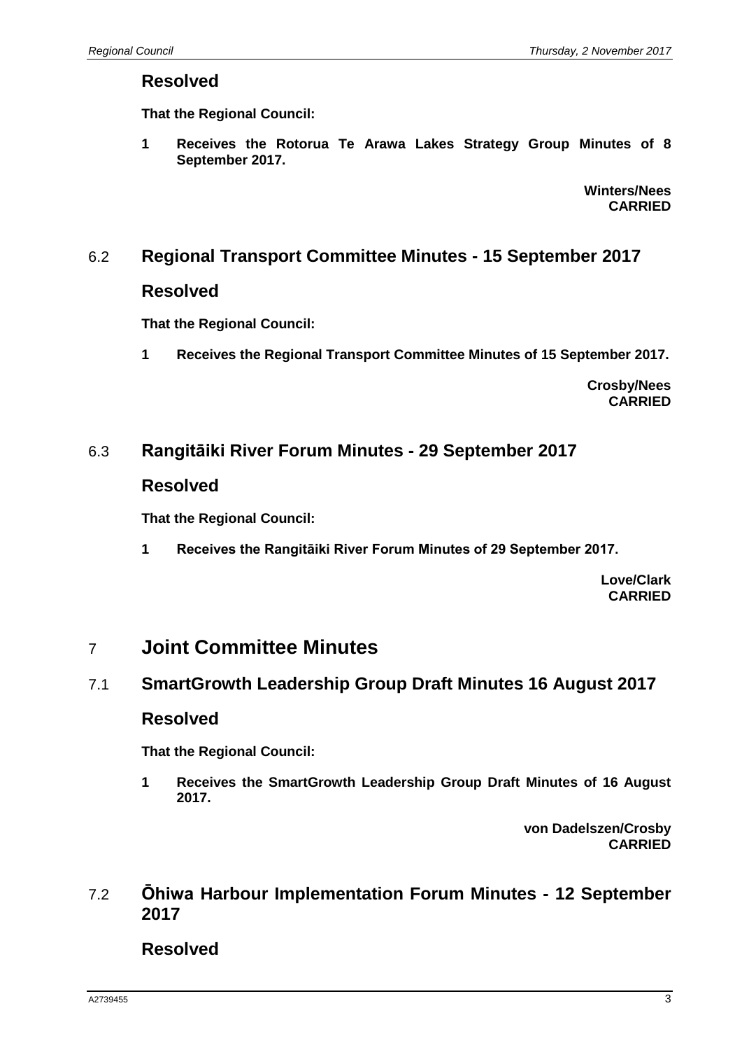## Resolved

**That the Regional Council:**

**1 Receives the Rotorua Te Arawa Lakes Strategy Group Minutes of 8 September 2017.**

**Winters/Nees**
**CARRIED**

## 6.2 Regional Transport Committee Minutes - 15 September 2017

## Resolved

**That the Regional Council:**

**1 Receives the Regional Transport Committee Minutes of 15 September 2017.**

**Crosby/Nees**
**CARRIED**

## 6.3 Rangitāiki River Forum Minutes - 29 September 2017

## Resolved

**That the Regional Council:**

**1 Receives the Rangitāiki River Forum Minutes of 29 September 2017.**

**Love/Clark**
**CARRIED**

# 7 Joint Committee Minutes

## 7.1 SmartGrowth Leadership Group Draft Minutes 16 August 2017

## Resolved

**That the Regional Council:**

**1 Receives the SmartGrowth Leadership Group Draft Minutes of 16 August 2017.**

**von Dadelszen/Crosby**
**CARRIED**

## 7.2 Ōhiwa Harbour Implementation Forum Minutes - 12 September 2017

## Resolved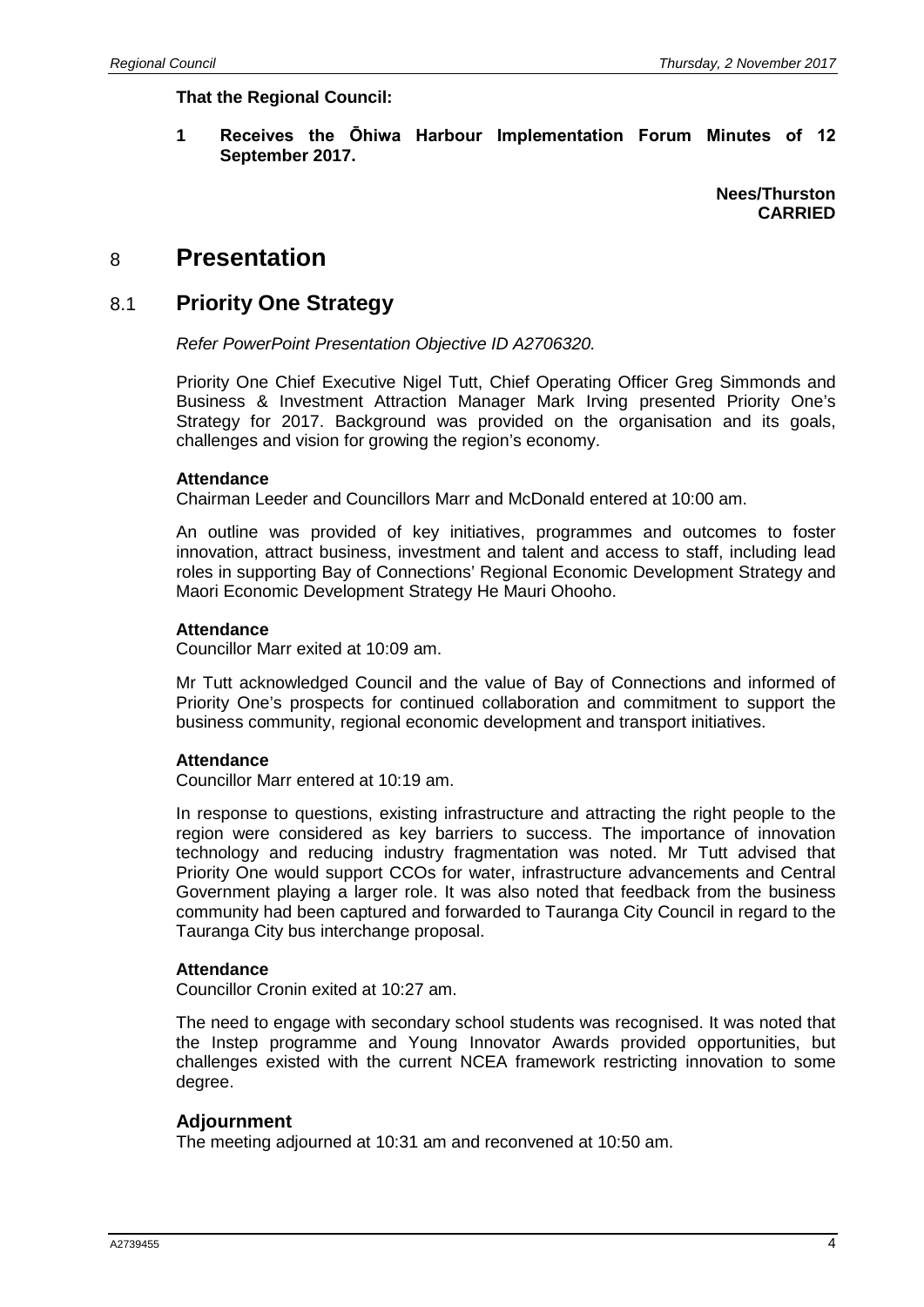**That the Regional Council:**

**1 Receives the Ōhiwa Harbour Implementation Forum Minutes of 12 September 2017.**

**Nees/Thurston**
**CARRIED**

# 8 Presentation

## 8.1 Priority One Strategy

*Refer PowerPoint Presentation Objective ID A2706320.*

Priority One Chief Executive Nigel Tutt, Chief Operating Officer Greg Simmonds and Business & Investment Attraction Manager Mark Irving presented Priority One's Strategy for 2017. Background was provided on the organisation and its goals, challenges and vision for growing the region's economy.

**Attendance**
Chairman Leeder and Councillors Marr and McDonald entered at 10:00 am.

An outline was provided of key initiatives, programmes and outcomes to foster innovation, attract business, investment and talent and access to staff, including lead roles in supporting Bay of Connections' Regional Economic Development Strategy and Maori Economic Development Strategy He Mauri Ohooho.

**Attendance**
Councillor Marr exited at 10:09 am.

Mr Tutt acknowledged Council and the value of Bay of Connections and informed of Priority One's prospects for continued collaboration and commitment to support the business community, regional economic development and transport initiatives.

**Attendance**
Councillor Marr entered at 10:19 am.

In response to questions, existing infrastructure and attracting the right people to the region were considered as key barriers to success. The importance of innovation technology and reducing industry fragmentation was noted. Mr Tutt advised that Priority One would support CCOs for water, infrastructure advancements and Central Government playing a larger role. It was also noted that feedback from the business community had been captured and forwarded to Tauranga City Council in regard to the Tauranga City bus interchange proposal.

**Attendance**
Councillor Cronin exited at 10:27 am.

The need to engage with secondary school students was recognised. It was noted that the Instep programme and Young Innovator Awards provided opportunities, but challenges existed with the current NCEA framework restricting innovation to some degree.

### Adjournment
The meeting adjourned at 10:31 am and reconvened at 10:50 am.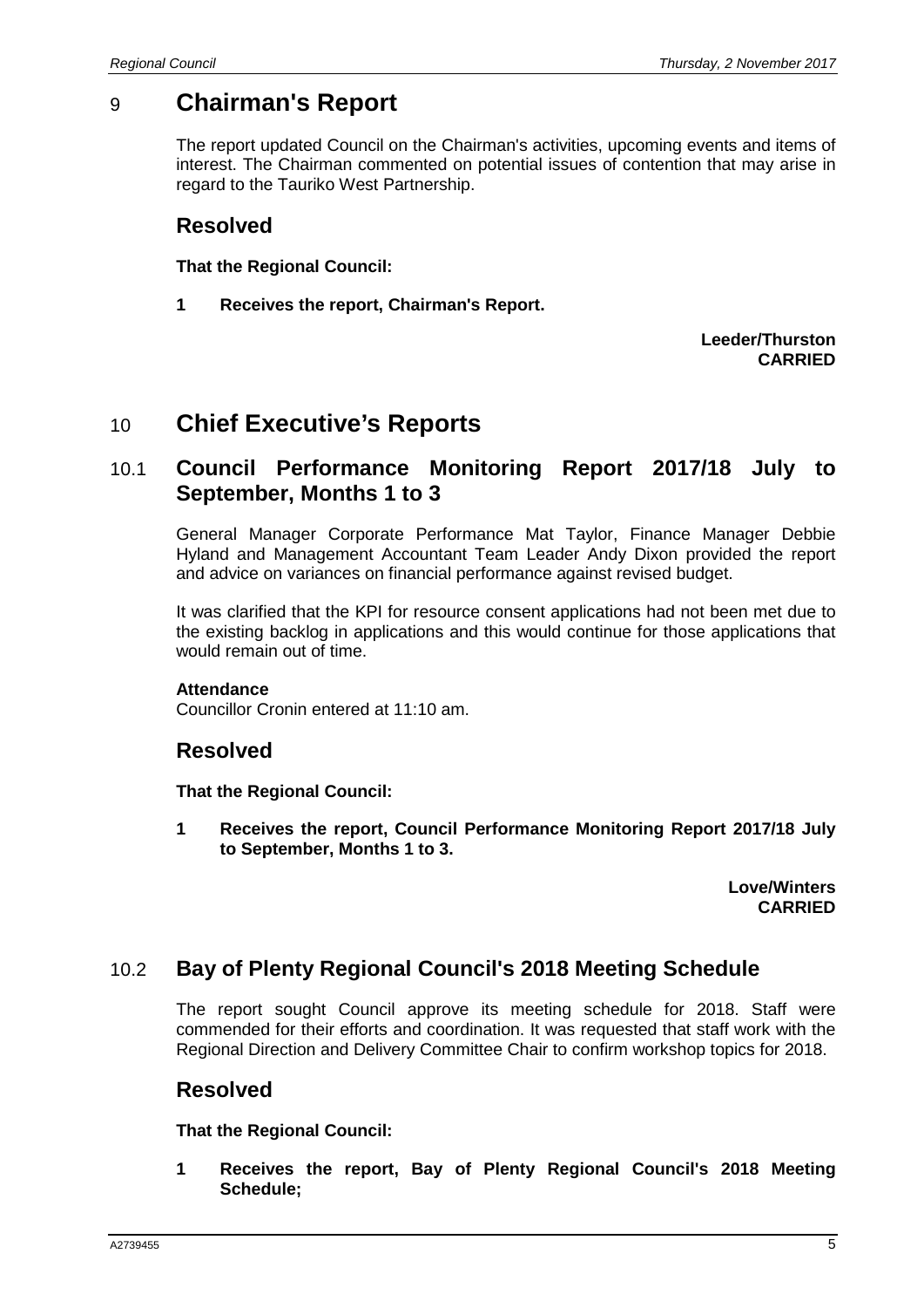# 9 Chairman's Report

The report updated Council on the Chairman's activities, upcoming events and items of interest. The Chairman commented on potential issues of contention that may arise in regard to the Tauriko West Partnership.

## Resolved

**That the Regional Council:**

**1 Receives the report, Chairman's Report.**

**Leeder/Thurston**
**CARRIED**

# 10 Chief Executive's Reports

## 10.1 Council Performance Monitoring Report 2017/18 July to September, Months 1 to 3

General Manager Corporate Performance Mat Taylor, Finance Manager Debbie Hyland and Management Accountant Team Leader Andy Dixon provided the report and advice on variances on financial performance against revised budget.

It was clarified that the KPI for resource consent applications had not been met due to the existing backlog in applications and this would continue for those applications that would remain out of time.

**Attendance**
Councillor Cronin entered at 11:10 am.

## Resolved

**That the Regional Council:**

**1 Receives the report, Council Performance Monitoring Report 2017/18 July to September, Months 1 to 3.**

**Love/Winters**
**CARRIED**

## 10.2 Bay of Plenty Regional Council's 2018 Meeting Schedule

The report sought Council approve its meeting schedule for 2018. Staff were commended for their efforts and coordination. It was requested that staff work with the Regional Direction and Delivery Committee Chair to confirm workshop topics for 2018.

## Resolved

**That the Regional Council:**

**1 Receives the report, Bay of Plenty Regional Council's 2018 Meeting Schedule;**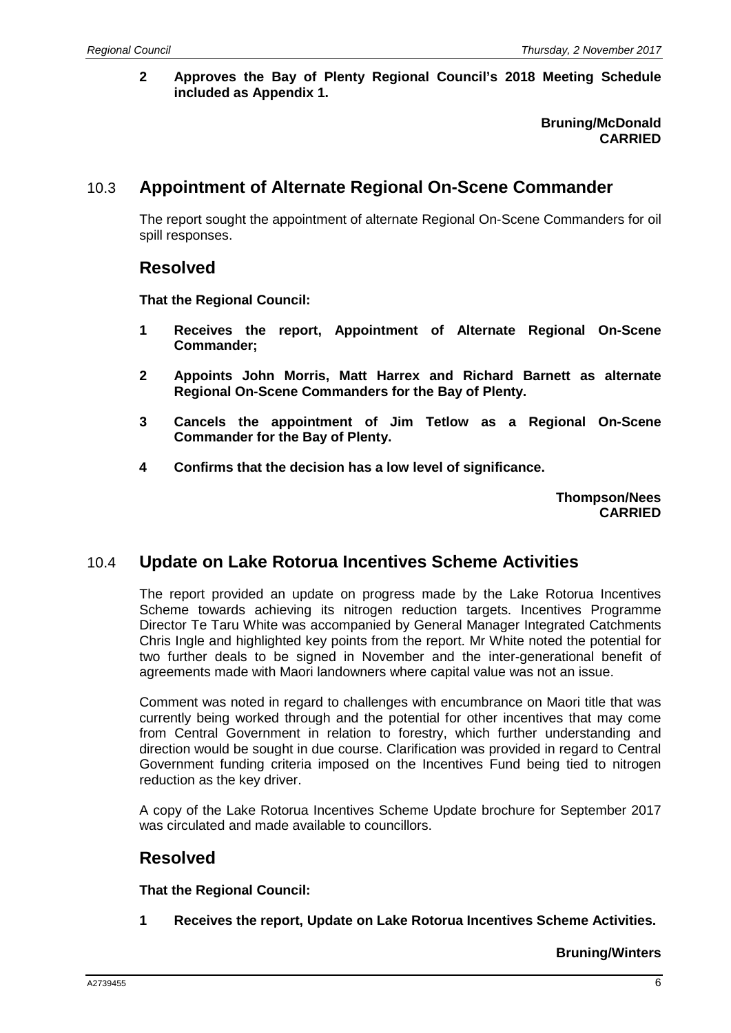**2 Approves the Bay of Plenty Regional Council's 2018 Meeting Schedule included as Appendix 1.**

**Bruning/McDonald**
**CARRIED**

## 10.3 Appointment of Alternate Regional On-Scene Commander

The report sought the appointment of alternate Regional On-Scene Commanders for oil spill responses.

### Resolved

**That the Regional Council:**

**1 Receives the report, Appointment of Alternate Regional On-Scene Commander;**

**2 Appoints John Morris, Matt Harrex and Richard Barnett as alternate Regional On-Scene Commanders for the Bay of Plenty.**

**3 Cancels the appointment of Jim Tetlow as a Regional On-Scene Commander for the Bay of Plenty.**

**4 Confirms that the decision has a low level of significance.**

**Thompson/Nees**
**CARRIED**

## 10.4 Update on Lake Rotorua Incentives Scheme Activities

The report provided an update on progress made by the Lake Rotorua Incentives Scheme towards achieving its nitrogen reduction targets. Incentives Programme Director Te Taru White was accompanied by General Manager Integrated Catchments Chris Ingle and highlighted key points from the report. Mr White noted the potential for two further deals to be signed in November and the inter-generational benefit of agreements made with Maori landowners where capital value was not an issue.

Comment was noted in regard to challenges with encumbrance on Maori title that was currently being worked through and the potential for other incentives that may come from Central Government in relation to forestry, which further understanding and direction would be sought in due course. Clarification was provided in regard to Central Government funding criteria imposed on the Incentives Fund being tied to nitrogen reduction as the key driver.

A copy of the Lake Rotorua Incentives Scheme Update brochure for September 2017 was circulated and made available to councillors.

### Resolved

**That the Regional Council:**

**1 Receives the report, Update on Lake Rotorua Incentives Scheme Activities.**

**Bruning/Winters**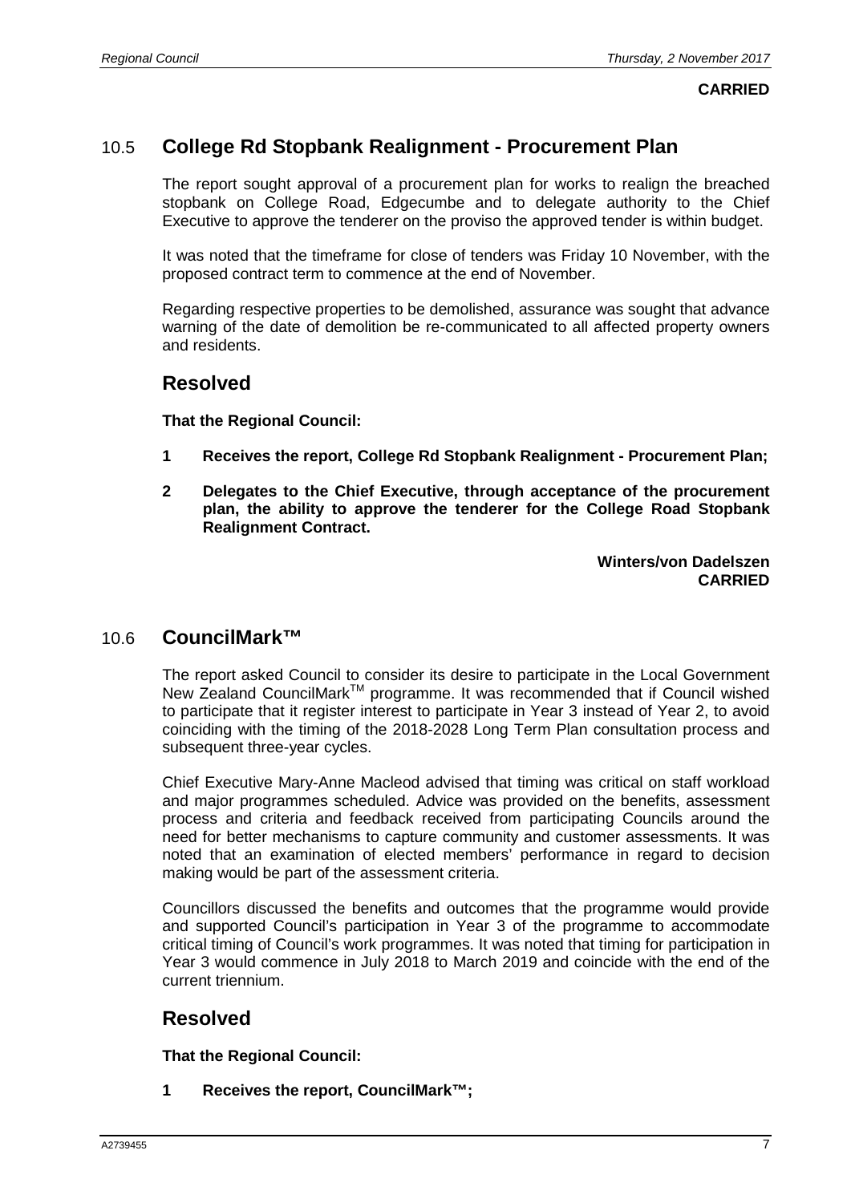**CARRIED**

## 10.5 College Rd Stopbank Realignment - Procurement Plan

The report sought approval of a procurement plan for works to realign the breached stopbank on College Road, Edgecumbe and to delegate authority to the Chief Executive to approve the tenderer on the proviso the approved tender is within budget.

It was noted that the timeframe for close of tenders was Friday 10 November, with the proposed contract term to commence at the end of November.

Regarding respective properties to be demolished, assurance was sought that advance warning of the date of demolition be re-communicated to all affected property owners and residents.

### Resolved

**That the Regional Council:**

**1 Receives the report, College Rd Stopbank Realignment - Procurement Plan;**

**2 Delegates to the Chief Executive, through acceptance of the procurement plan, the ability to approve the tenderer for the College Road Stopbank Realignment Contract.**

**Winters/von Dadelszen**
**CARRIED**

## 10.6 CouncilMark™

The report asked Council to consider its desire to participate in the Local Government New Zealand CouncilMark™ programme. It was recommended that if Council wished to participate that it register interest to participate in Year 3 instead of Year 2, to avoid coinciding with the timing of the 2018-2028 Long Term Plan consultation process and subsequent three-year cycles.

Chief Executive Mary-Anne Macleod advised that timing was critical on staff workload and major programmes scheduled. Advice was provided on the benefits, assessment process and criteria and feedback received from participating Councils around the need for better mechanisms to capture community and customer assessments. It was noted that an examination of elected members' performance in regard to decision making would be part of the assessment criteria.

Councillors discussed the benefits and outcomes that the programme would provide and supported Council's participation in Year 3 of the programme to accommodate critical timing of Council's work programmes. It was noted that timing for participation in Year 3 would commence in July 2018 to March 2019 and coincide with the end of the current triennium.

### Resolved

**That the Regional Council:**

**1 Receives the report, CouncilMark™;**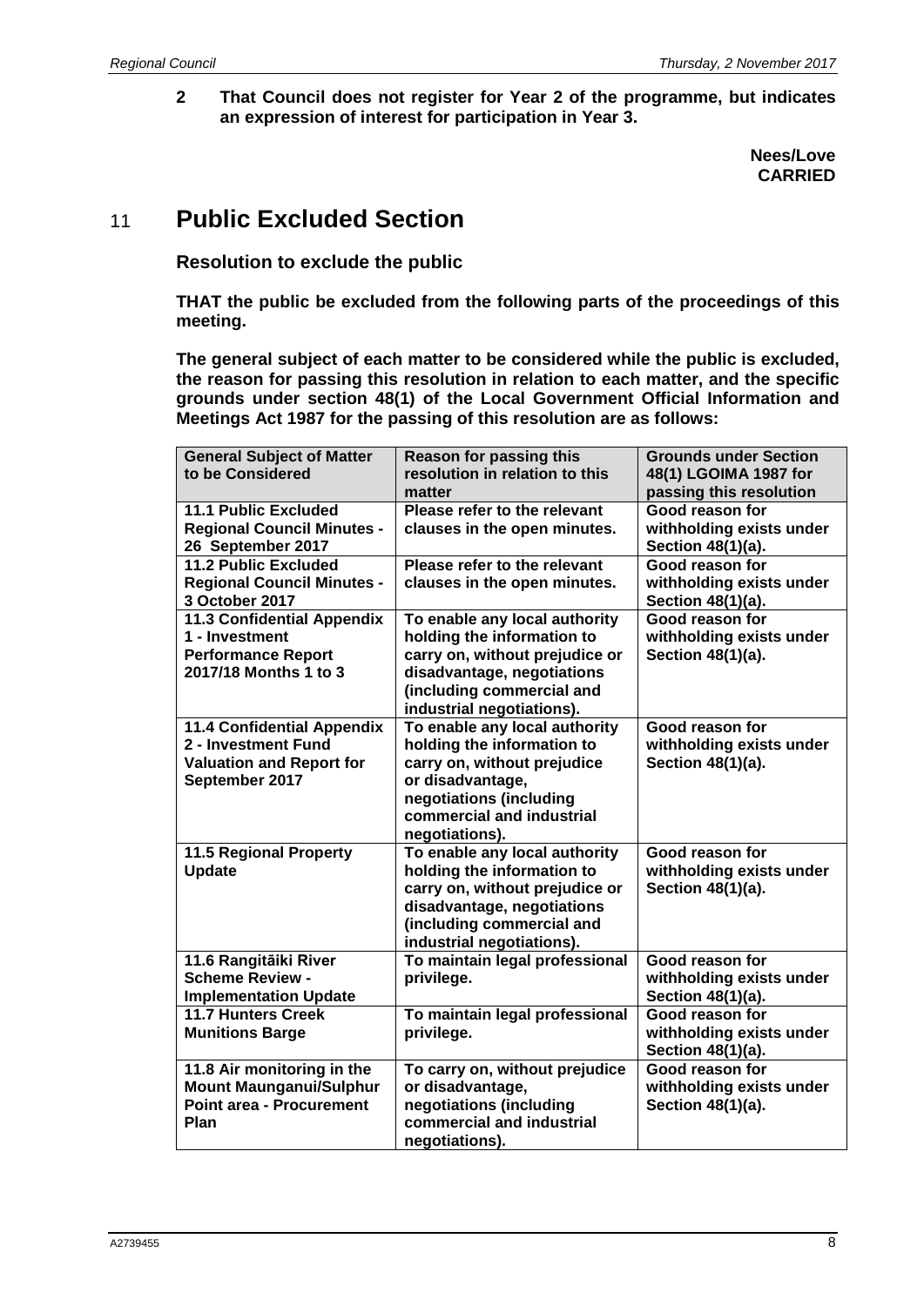**2 That Council does not register for Year 2 of the programme, but indicates an expression of interest for participation in Year 3.**

**Nees/Love**
**CARRIED**

# 11 Public Excluded Section

**Resolution to exclude the public**

**THAT the public be excluded from the following parts of the proceedings of this meeting.**

**The general subject of each matter to be considered while the public is excluded, the reason for passing this resolution in relation to each matter, and the specific grounds under section 48(1) of the Local Government Official Information and Meetings Act 1987 for the passing of this resolution are as follows:**

| General Subject of Matter to be Considered | Reason for passing this resolution in relation to this matter | Grounds under Section 48(1) LGOIMA 1987 for passing this resolution |
|---|---|---|
| 11.1 Public Excluded Regional Council Minutes - 26 September 2017 | Please refer to the relevant clauses in the open minutes. | Good reason for withholding exists under Section 48(1)(a). |
| 11.2 Public Excluded Regional Council Minutes - 3 October 2017 | Please refer to the relevant clauses in the open minutes. | Good reason for withholding exists under Section 48(1)(a). |
| 11.3 Confidential Appendix 1 - Investment Performance Report 2017/18 Months 1 to 3 | To enable any local authority holding the information to carry on, without prejudice or disadvantage, negotiations (including commercial and industrial negotiations). | Good reason for withholding exists under Section 48(1)(a). |
| 11.4 Confidential Appendix 2 - Investment Fund Valuation and Report for September 2017 | To enable any local authority holding the information to carry on, without prejudice or disadvantage, negotiations (including commercial and industrial negotiations). | Good reason for withholding exists under Section 48(1)(a). |
| 11.5 Regional Property Update | To enable any local authority holding the information to carry on, without prejudice or disadvantage, negotiations (including commercial and industrial negotiations). | Good reason for withholding exists under Section 48(1)(a). |
| 11.6 Rangitāiki River Scheme Review - Implementation Update | To maintain legal professional privilege. | Good reason for withholding exists under Section 48(1)(a). |
| 11.7 Hunters Creek Munitions Barge | To maintain legal professional privilege. | Good reason for withholding exists under Section 48(1)(a). |
| 11.8 Air monitoring in the Mount Maunganui/Sulphur Point area - Procurement Plan | To carry on, without prejudice or disadvantage, negotiations (including commercial and industrial negotiations). | Good reason for withholding exists under Section 48(1)(a). |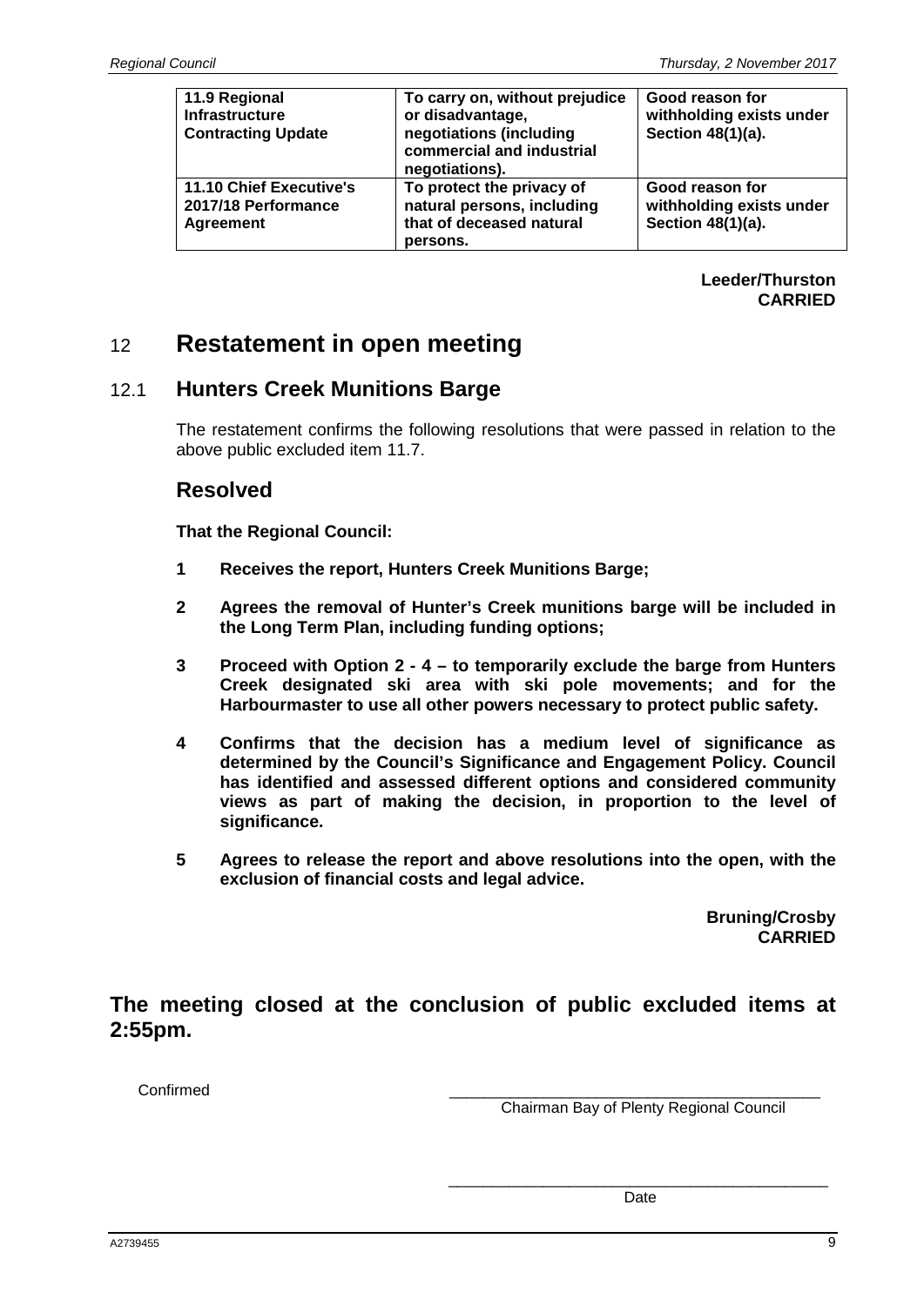| | | |
|---|---|---|
| **11.9 Regional Infrastructure Contracting Update** | **To carry on, without prejudice or disadvantage, negotiations (including commercial and industrial negotiations).** | **Good reason for withholding exists under Section 48(1)(a).** |
| **11.10 Chief Executive's 2017/18 Performance Agreement** | **To protect the privacy of natural persons, including that of deceased natural persons.** | **Good reason for withholding exists under Section 48(1)(a).** |

**Leeder/Thurston**
**CARRIED**

# 12 Restatement in open meeting

## 12.1 Hunters Creek Munitions Barge

The restatement confirms the following resolutions that were passed in relation to the above public excluded item 11.7.

### Resolved

**That the Regional Council:**

**1 Receives the report, Hunters Creek Munitions Barge;**

**2 Agrees the removal of Hunter's Creek munitions barge will be included in the Long Term Plan, including funding options;**

**3 Proceed with Option 2 - 4 – to temporarily exclude the barge from Hunters Creek designated ski area with ski pole movements; and for the Harbourmaster to use all other powers necessary to protect public safety.**

**4 Confirms that the decision has a medium level of significance as determined by the Council's Significance and Engagement Policy. Council has identified and assessed different options and considered community views as part of making the decision, in proportion to the level of significance.**

**5 Agrees to release the report and above resolutions into the open, with the exclusion of financial costs and legal advice.**

**Bruning/Crosby**
**CARRIED**

## The meeting closed at the conclusion of public excluded items at 2:55pm.

Confirmed ____________________________________________
Chairman Bay of Plenty Regional Council

____________________________________________
Date